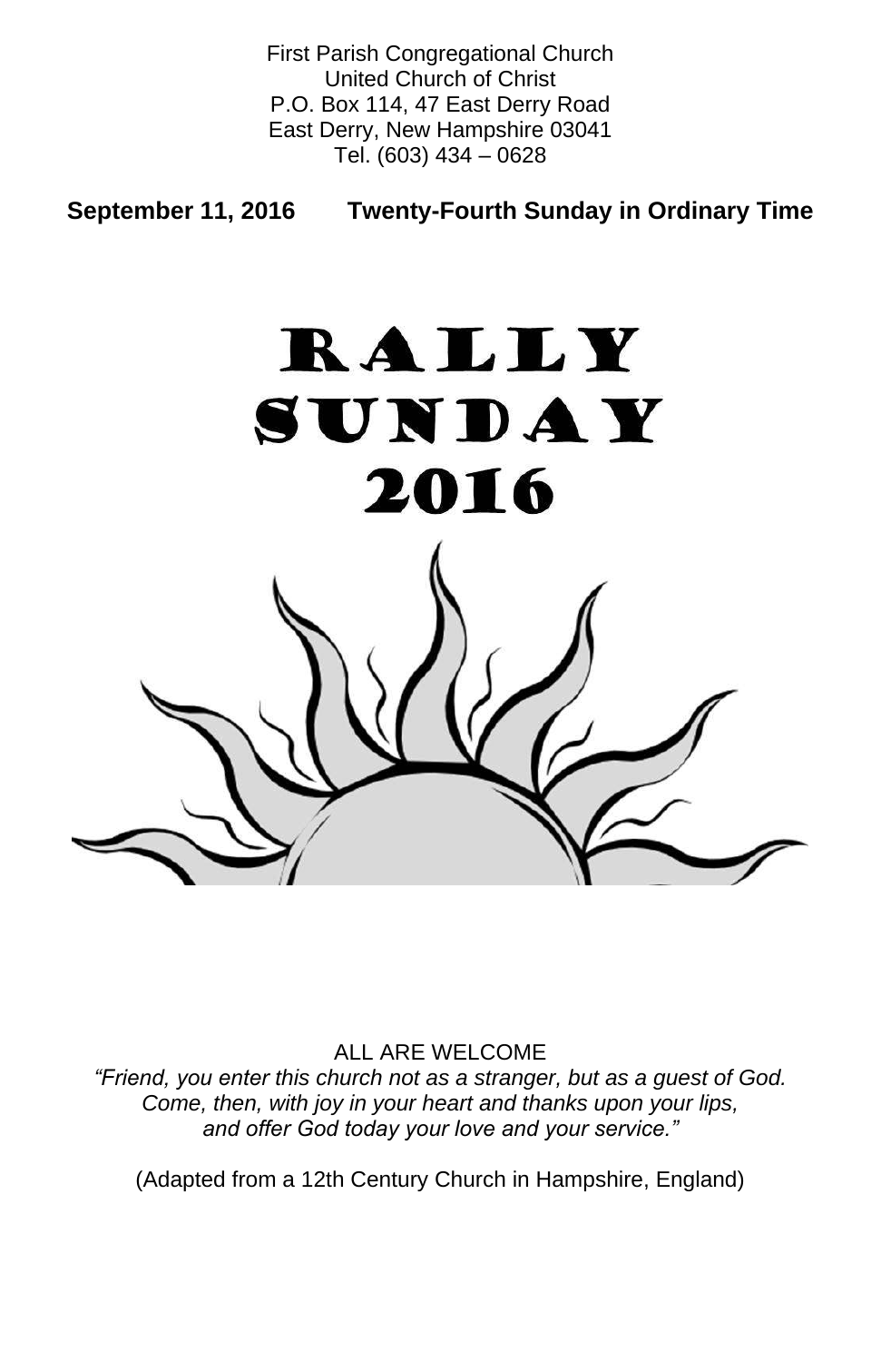First Parish Congregational Church
United Church of Christ
P.O. Box 114, 47 East Derry Road
East Derry, New Hampshire 03041
Tel. (603) 434 – 0628

**September 11, 2016 Twenty-Fourth Sunday in Ordinary Time**

# RALLY SUNDAY 2016

ALL ARE WELCOME

*"Friend, you enter this church not as a stranger, but as a guest of God.
Come, then, with joy in your heart and thanks upon your lips,
and offer God today your love and your service."*

(Adapted from a 12th Century Church in Hampshire, England)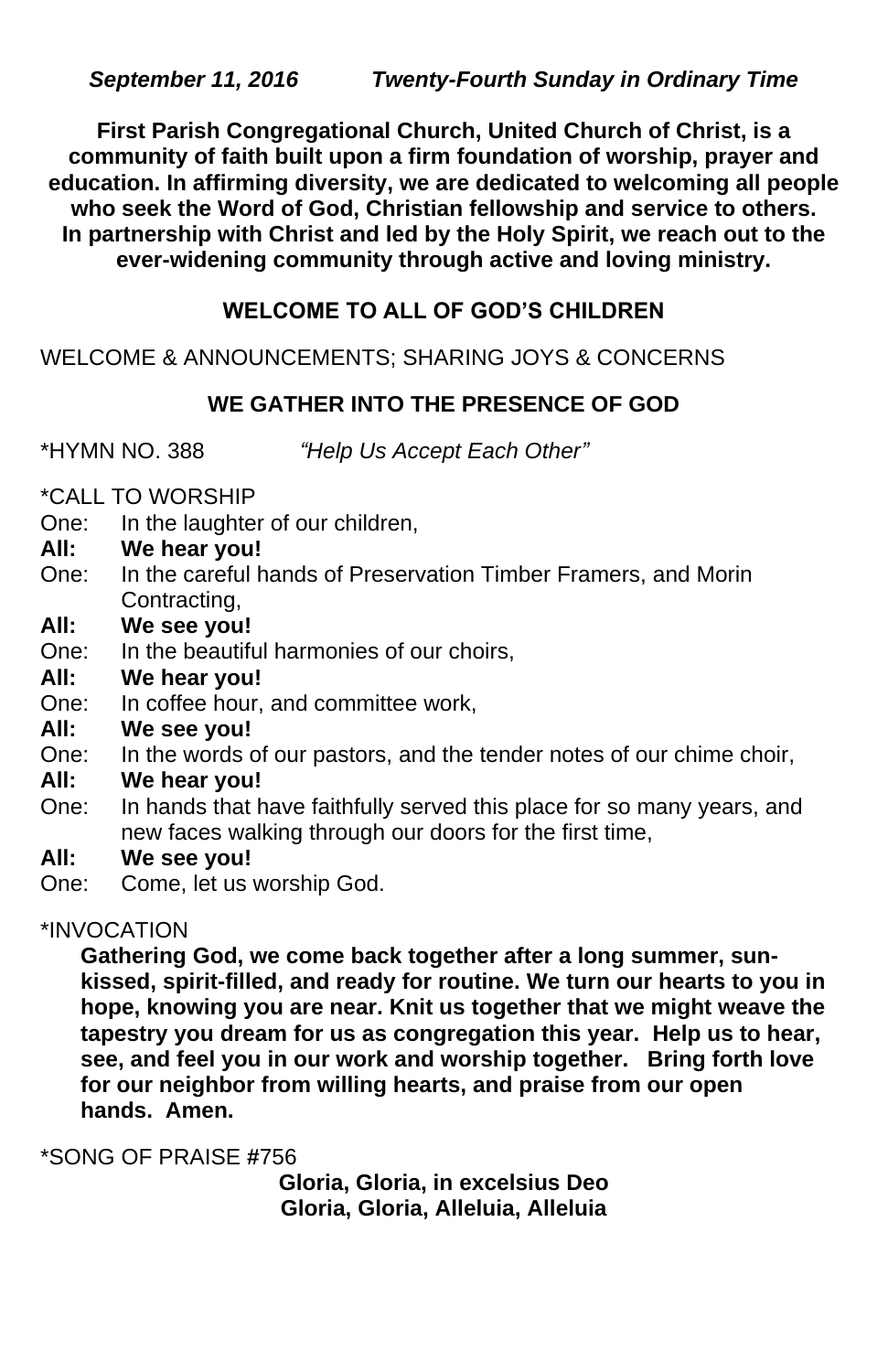***September 11, 2016          Twenty-Fourth Sunday in Ordinary Time***

**First Parish Congregational Church, United Church of Christ, is a community of faith built upon a firm foundation of worship, prayer and education. In affirming diversity, we are dedicated to welcoming all people who seek the Word of God, Christian fellowship and service to others. In partnership with Christ and led by the Holy Spirit, we reach out to the ever-widening community through active and loving ministry.**

## WELCOME TO ALL OF GOD'S CHILDREN

WELCOME & ANNOUNCEMENTS; SHARING JOYS & CONCERNS

## WE GATHER INTO THE PRESENCE OF GOD

*HYMN NO. 388          *"Help Us Accept Each Other"*

*CALL TO WORSHIP

One: In the laughter of our children,

**All: We hear you!**

One: In the careful hands of Preservation Timber Framers, and Morin Contracting,

**All: We see you!**

One: In the beautiful harmonies of our choirs,

**All: We hear you!**

One: In coffee hour, and committee work,

**All: We see you!**

One: In the words of our pastors, and the tender notes of our chime choir,

**All: We hear you!**

One: In hands that have faithfully served this place for so many years, and new faces walking through our doors for the first time,

**All: We see you!**

One: Come, let us worship God.

*INVOCATION

**Gathering God, we come back together after a long summer, sun-kissed, spirit-filled, and ready for routine. We turn our hearts to you in hope, knowing you are near. Knit us together that we might weave the tapestry you dream for us as congregation this year. Help us to hear, see, and feel you in our work and worship together. Bring forth love for our neighbor from willing hearts, and praise from our open hands. Amen.**

*SONG OF PRAISE #756

**Gloria, Gloria, in excelsius Deo**
**Gloria, Gloria, Alleluia, Alleluia**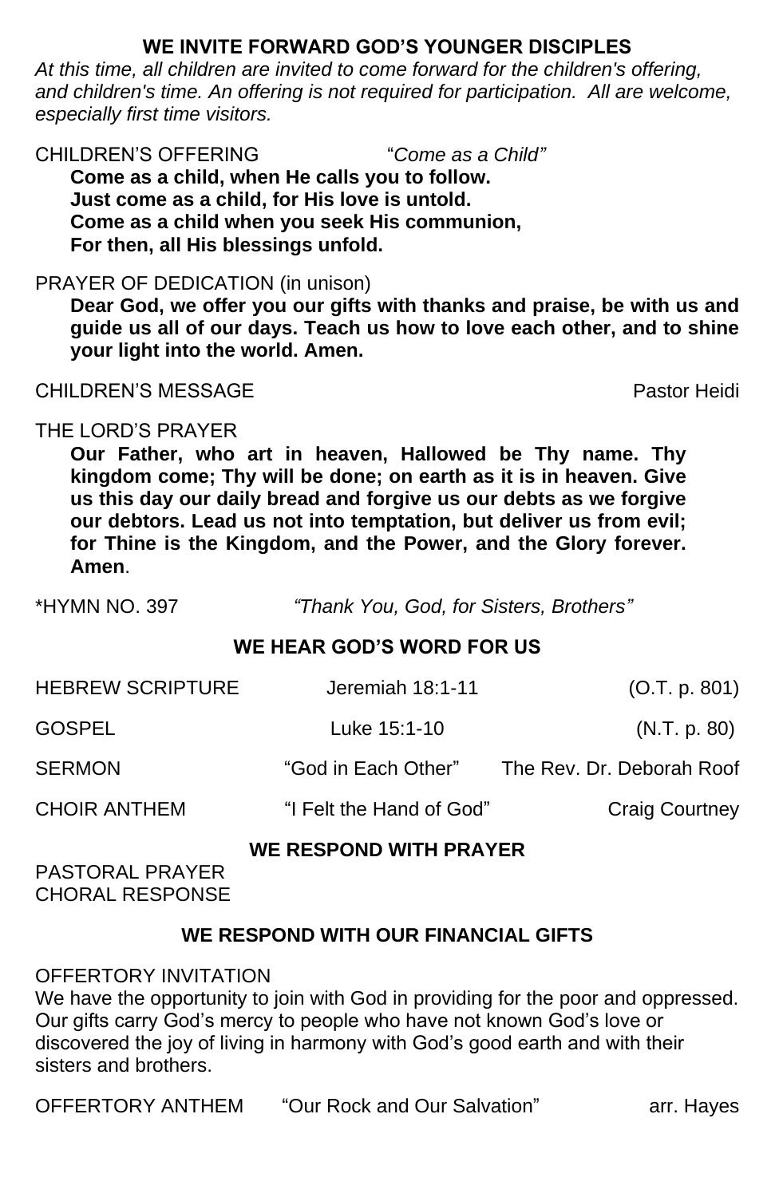## WE INVITE FORWARD GOD'S YOUNGER DISCIPLES

*At this time, all children are invited to come forward for the children's offering, and children's time. An offering is not required for participation. All are welcome, especially first time visitors.*

CHILDREN'S OFFERING "*Come as a Child"*

**Come as a child, when He calls you to follow.**
**Just come as a child, for His love is untold.**
**Come as a child when you seek His communion,**
**For then, all His blessings unfold.**

PRAYER OF DEDICATION (in unison)

**Dear God, we offer you our gifts with thanks and praise, be with us and guide us all of our days. Teach us how to love each other, and to shine your light into the world. Amen.**

CHILDREN'S MESSAGE Pastor Heidi

THE LORD'S PRAYER

**Our Father, who art in heaven, Hallowed be Thy name. Thy kingdom come; Thy will be done; on earth as it is in heaven. Give us this day our daily bread and forgive us our debts as we forgive our debtors. Lead us not into temptation, but deliver us from evil; for Thine is the Kingdom, and the Power, and the Glory forever. Amen**.

*HYMN NO. 397 *"Thank You, God, for Sisters, Brothers"*

## WE HEAR GOD'S WORD FOR US

HEBREW SCRIPTURE Jeremiah 18:1-11 (O.T. p. 801)

GOSPEL Luke 15:1-10 (N.T. p. 80)

SERMON "God in Each Other" The Rev. Dr. Deborah Roof

CHOIR ANTHEM "I Felt the Hand of God" Craig Courtney

## WE RESPOND WITH PRAYER

PASTORAL PRAYER
CHORAL RESPONSE

## WE RESPOND WITH OUR FINANCIAL GIFTS

OFFERTORY INVITATION

We have the opportunity to join with God in providing for the poor and oppressed. Our gifts carry God's mercy to people who have not known God's love or discovered the joy of living in harmony with God's good earth and with their sisters and brothers.

OFFERTORY ANTHEM "Our Rock and Our Salvation" arr. Hayes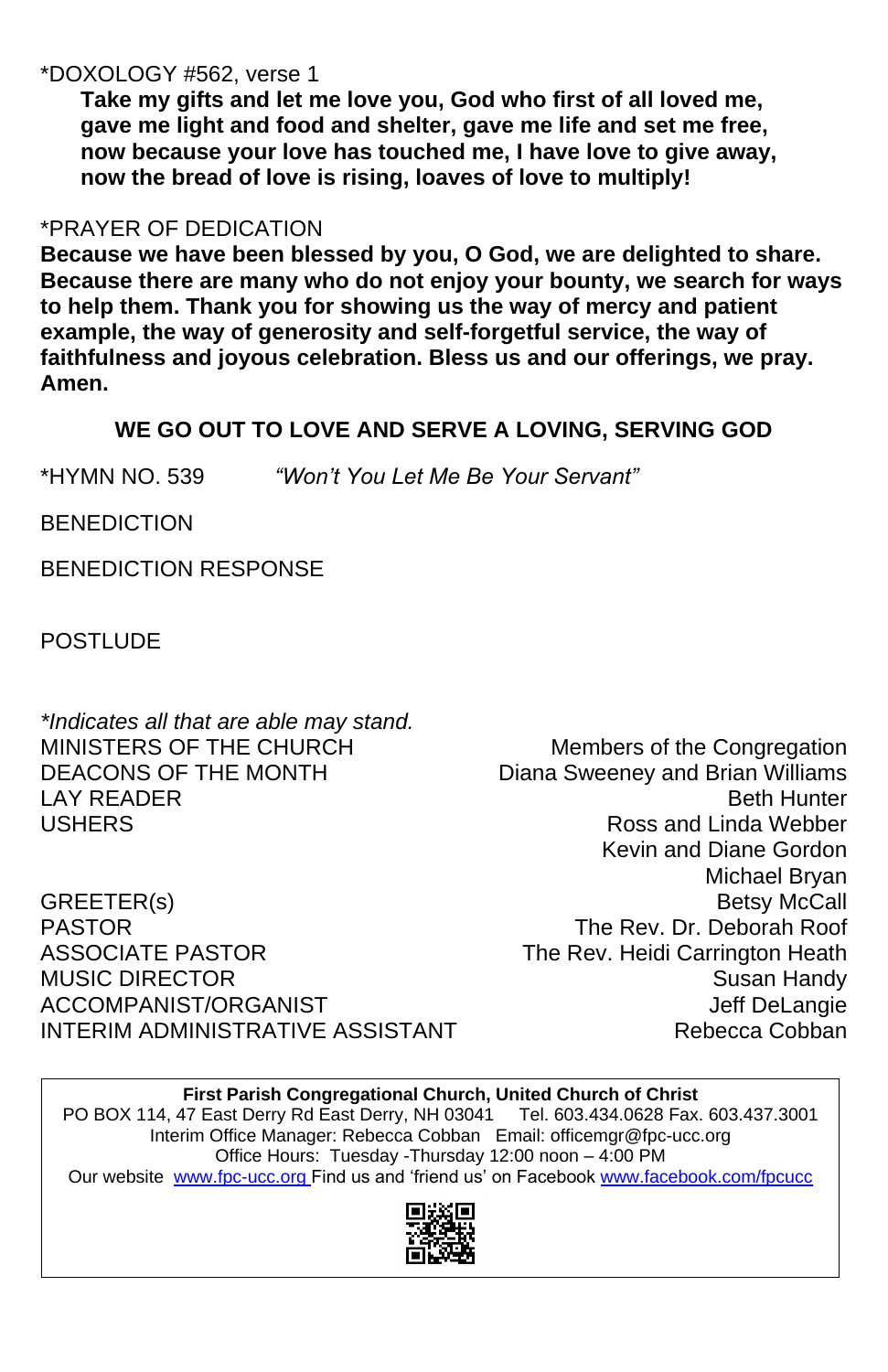*DOXOLOGY #562, verse 1

**Take my gifts and let me love you, God who first of all loved me, gave me light and food and shelter, gave me life and set me free, now because your love has touched me, I have love to give away, now the bread of love is rising, loaves of love to multiply!**

*PRAYER OF DEDICATION

**Because we have been blessed by you, O God, we are delighted to share. Because there are many who do not enjoy your bounty, we search for ways to help them. Thank you for showing us the way of mercy and patient example, the way of generosity and self-forgetful service, the way of faithfulness and joyous celebration. Bless us and our offerings, we pray. Amen.**

## WE GO OUT TO LOVE AND SERVE A LOVING, SERVING GOD

*HYMN NO. 539 *"Won't You Let Me Be Your Servant"*

BENEDICTION

BENEDICTION RESPONSE

POSTLUDE

**Indicates all that are able may stand.*

| | |
|---|---|
| MINISTERS OF THE CHURCH | Members of the Congregation |
| DEACONS OF THE MONTH | Diana Sweeney and Brian Williams |
| LAY READER | Beth Hunter |
| USHERS | Ross and Linda Webber<br>Kevin and Diane Gordon<br>Michael Bryan |
| GREETER(s) | Betsy McCall |
| PASTOR | The Rev. Dr. Deborah Roof |
| ASSOCIATE PASTOR | The Rev. Heidi Carrington Heath |
| MUSIC DIRECTOR | Susan Handy |
| ACCOMPANIST/ORGANIST | Jeff DeLangie |
| INTERIM ADMINISTRATIVE ASSISTANT | Rebecca Cobban |

**First Parish Congregational Church, United Church of Christ**
PO BOX 114, 47 East Derry Rd East Derry, NH 03041 Tel. 603.434.0628 Fax. 603.437.3001
Interim Office Manager: Rebecca Cobban Email: officemgr@fpc-ucc.org
Office Hours: Tuesday -Thursday 12:00 noon – 4:00 PM
Our website www.fpc-ucc.org Find us and 'friend us' on Facebook www.facebook.com/fpcucc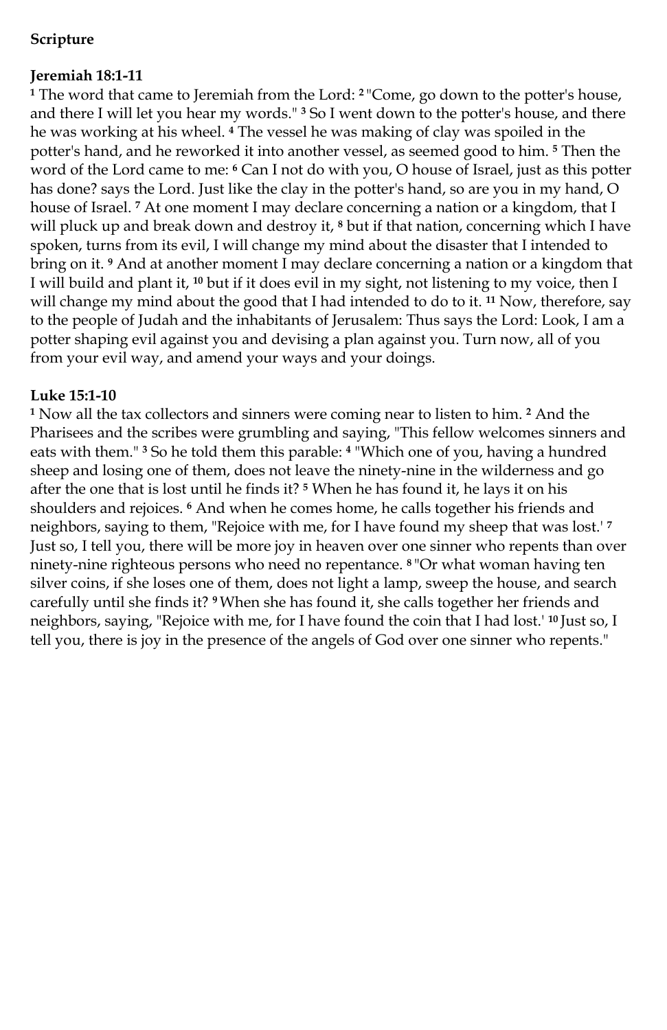**Scripture**

**Jeremiah 18:1-11**

[1] The word that came to Jeremiah from the Lord: [2] "Come, go down to the potter's house, and there I will let you hear my words." [3] So I went down to the potter's house, and there he was working at his wheel. [4] The vessel he was making of clay was spoiled in the potter's hand, and he reworked it into another vessel, as seemed good to him. [5] Then the word of the Lord came to me: [6] Can I not do with you, O house of Israel, just as this potter has done? says the Lord. Just like the clay in the potter's hand, so are you in my hand, O house of Israel. [7] At one moment I may declare concerning a nation or a kingdom, that I will pluck up and break down and destroy it, [8] but if that nation, concerning which I have spoken, turns from its evil, I will change my mind about the disaster that I intended to bring on it. [9] And at another moment I may declare concerning a nation or a kingdom that I will build and plant it, [10] but if it does evil in my sight, not listening to my voice, then I will change my mind about the good that I had intended to do to it. [11] Now, therefore, say to the people of Judah and the inhabitants of Jerusalem: Thus says the Lord: Look, I am a potter shaping evil against you and devising a plan against you. Turn now, all of you from your evil way, and amend your ways and your doings.

**Luke 15:1-10**

[1] Now all the tax collectors and sinners were coming near to listen to him. [2] And the Pharisees and the scribes were grumbling and saying, "This fellow welcomes sinners and eats with them." [3] So he told them this parable: [4] "Which one of you, having a hundred sheep and losing one of them, does not leave the ninety-nine in the wilderness and go after the one that is lost until he finds it? [5] When he has found it, he lays it on his shoulders and rejoices. [6] And when he comes home, he calls together his friends and neighbors, saying to them, "Rejoice with me, for I have found my sheep that was lost.' [7] Just so, I tell you, there will be more joy in heaven over one sinner who repents than over ninety-nine righteous persons who need no repentance. [8] "Or what woman having ten silver coins, if she loses one of them, does not light a lamp, sweep the house, and search carefully until she finds it? [9] When she has found it, she calls together her friends and neighbors, saying, "Rejoice with me, for I have found the coin that I had lost.' [10] Just so, I tell you, there is joy in the presence of the angels of God over one sinner who repents."